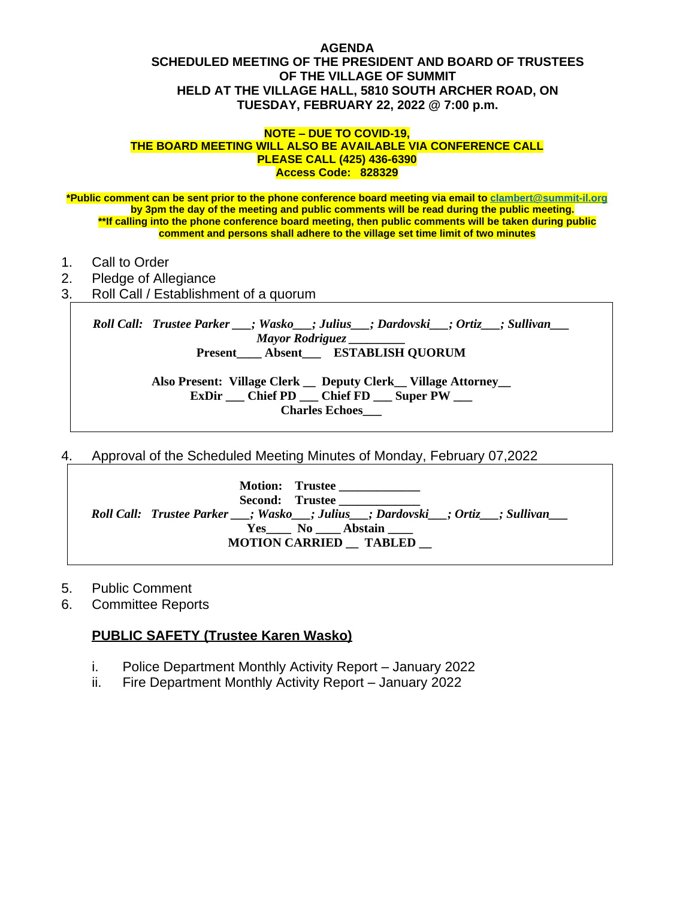**AGENDA**
**SCHEDULED MEETING OF THE PRESIDENT AND BOARD OF TRUSTEES OF THE VILLAGE OF SUMMIT**
**HELD AT THE VILLAGE HALL, 5810 SOUTH ARCHER ROAD, ON TUESDAY, FEBRUARY 22, 2022 @ 7:00 p.m.**

**NOTE – DUE TO COVID-19,**
**THE BOARD MEETING WILL ALSO BE AVAILABLE VIA CONFERENCE CALL**
**PLEASE CALL (425) 436-6390**
**Access Code: 828329**

***Public comment can be sent prior to the phone conference board meeting via email to clambert@summit-il.org by 3pm the day of the meeting and public comments will be read during the public meeting.**
****If calling into the phone conference board meeting, then public comments will be taken during public comment and persons shall adhere to the village set time limit of two minutes**

1. Call to Order
2. Pledge of Allegiance
3. Roll Call / Establishment of a quorum

> ***Roll Call: Trustee Parker ___; Wasko___; Julius___; Dardovski___; Ortiz___; Sullivan___***
> ***Mayor Rodriguez _________***
> **Present____ Absent___ ESTABLISH QUORUM**
>
> **Also Present: Village Clerk __ Deputy Clerk__ Village Attorney__**
> **ExDir ___ Chief PD ___ Chief FD ___ Super PW ___**
> **Charles Echoes___**

4. Approval of the Scheduled Meeting Minutes of Monday, February 07,2022

> **Motion: Trustee _____________**
> **Second: Trustee _____________**
> ***Roll Call: Trustee Parker ___; Wasko___; Julius___; Dardovski___; Ortiz___; Sullivan___***
> **Yes____ No ____ Abstain ____**
> **MOTION CARRIED __ TABLED __**

5. Public Comment
6. Committee Reports

**PUBLIC SAFETY (Trustee Karen Wasko)**

i. Police Department Monthly Activity Report – January 2022
ii. Fire Department Monthly Activity Report – January 2022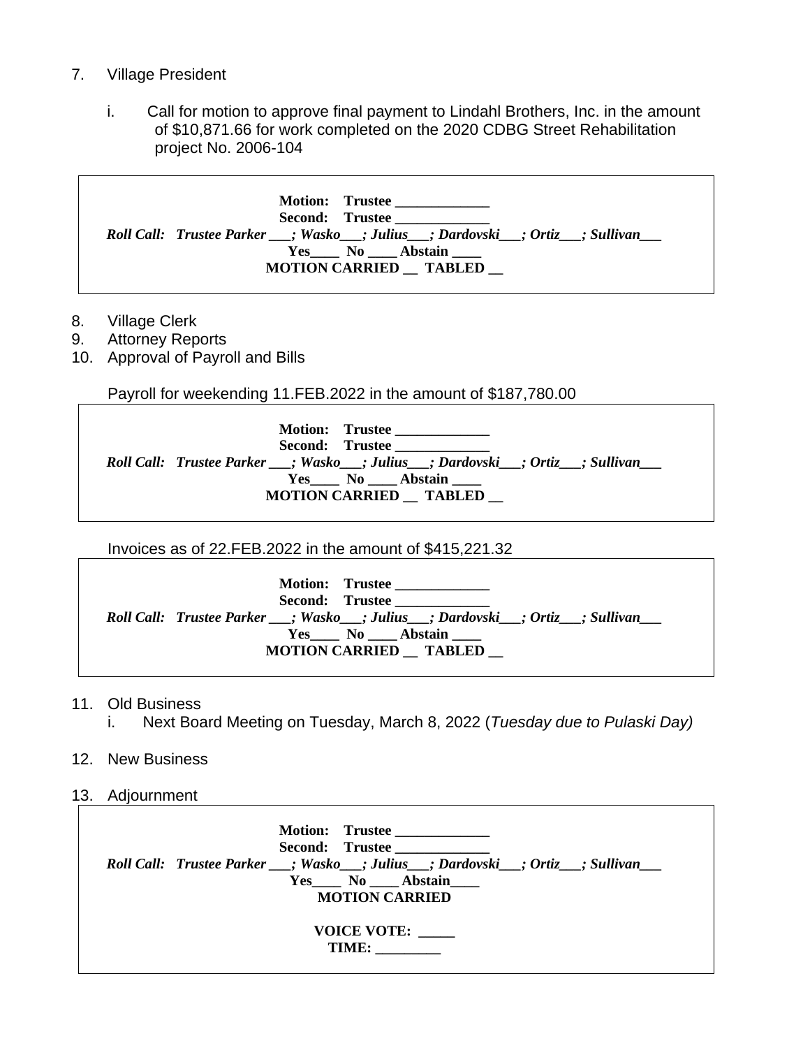7. Village President

   i. Call for motion to approve final payment to Lindahl Brothers, Inc. in the amount of $10,871.66 for work completed on the 2020 CDBG Street Rehabilitation project No. 2006-104

> **Motion: Trustee _____________**
> **Second: Trustee _____________**
> ***Roll Call: Trustee Parker ___; Wasko___; Julius___; Dardovski___; Ortiz___; Sullivan___***
> **Yes____ No ____ Abstain ____**
> **MOTION CARRIED __ TABLED __**

8. Village Clerk
9. Attorney Reports
10. Approval of Payroll and Bills

    Payroll for weekending 11.FEB.2022 in the amount of $187,780.00

> **Motion: Trustee _____________**
> **Second: Trustee _____________**
> ***Roll Call: Trustee Parker ___; Wasko___; Julius___; Dardovski___; Ortiz___; Sullivan___***
> **Yes____ No ____ Abstain ____**
> **MOTION CARRIED __ TABLED __**

    Invoices as of 22.FEB.2022 in the amount of $415,221.32

> **Motion: Trustee _____________**
> **Second: Trustee _____________**
> ***Roll Call: Trustee Parker ___; Wasko___; Julius___; Dardovski___; Ortiz___; Sullivan___***
> **Yes____ No ____ Abstain ____**
> **MOTION CARRIED __ TABLED __**

11. Old Business
    i. Next Board Meeting on Tuesday, March 8, 2022 (*Tuesday due to Pulaski Day)*

12. New Business

13. Adjournment

> **Motion: Trustee _____________**
> **Second: Trustee _____________**
> ***Roll Call: Trustee Parker ___; Wasko___; Julius___; Dardovski___; Ortiz___; Sullivan___***
> **Yes____ No ____ Abstain____**
> **MOTION CARRIED**
>
> **VOICE VOTE: _____**
> **TIME: _________**